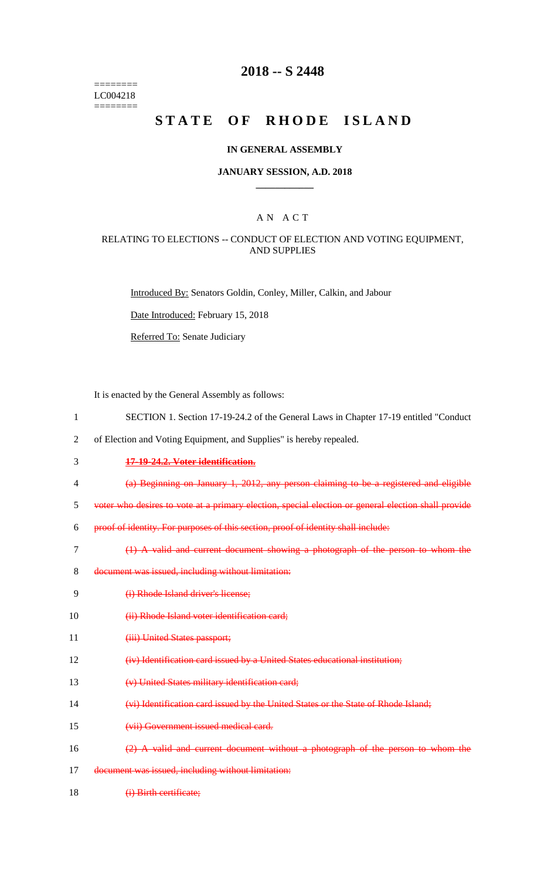========
LC004218
========

# 2018 -- S 2448

# STATE OF RHODE ISLAND

## IN GENERAL ASSEMBLY

### JANUARY SESSION, A.D. 2018

## A N A C T

### RELATING TO ELECTIONS -- CONDUCT OF ELECTION AND VOTING EQUIPMENT, AND SUPPLIES

Introduced By: Senators Goldin, Conley, Miller, Calkin, and Jabour

Date Introduced: February 15, 2018

Referred To: Senate Judiciary

It is enacted by the General Assembly as follows:

1 SECTION 1. Section 17-19-24.2 of the General Laws in Chapter 17-19 entitled "Conduct
2 of Election and Voting Equipment, and Supplies" is hereby repealed.

3 ~~**17-19-24.2. Voter identification.**~~

4 ~~(a) Beginning on January 1, 2012, any person claiming to be a registered and eligible~~
5 ~~voter who desires to vote at a primary election, special election or general election shall provide~~
6 ~~proof of identity. For purposes of this section, proof of identity shall include:~~

7 ~~(1) A valid and current document showing a photograph of the person to whom the~~
8 ~~document was issued, including without limitation:~~

9 ~~(i) Rhode Island driver's license;~~

10 ~~(ii) Rhode Island voter identification card;~~

11 ~~(iii) United States passport;~~

12 ~~(iv) Identification card issued by a United States educational institution;~~

13 ~~(v) United States military identification card;~~

14 ~~(vi) Identification card issued by the United States or the State of Rhode Island;~~

15 ~~(vii) Government issued medical card.~~

16 ~~(2) A valid and current document without a photograph of the person to whom the~~
17 ~~document was issued, including without limitation:~~

18 ~~(i) Birth certificate;~~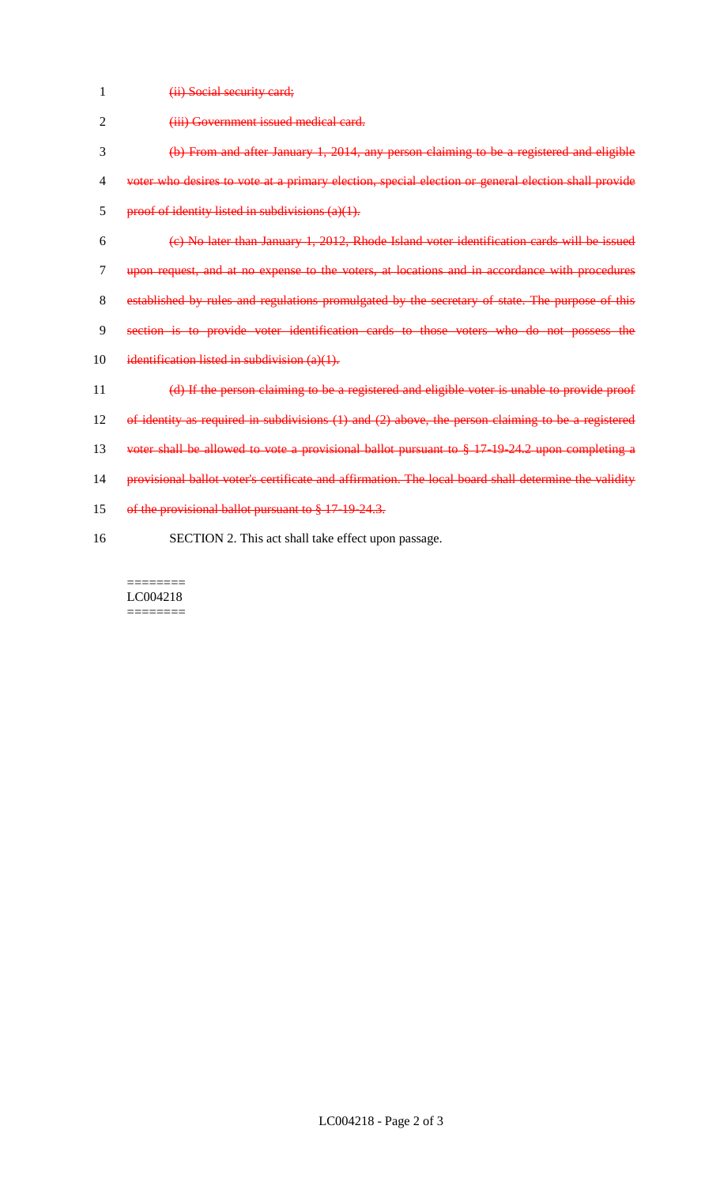~~(ii) Social security card;~~

~~(iii) Government issued medical card.~~

~~(b) From and after January 1, 2014, any person claiming to be a registered and eligible voter who desires to vote at a primary election, special election or general election shall provide proof of identity listed in subdivisions (a)(1).~~

~~(c) No later than January 1, 2012, Rhode Island voter identification cards will be issued upon request, and at no expense to the voters, at locations and in accordance with procedures established by rules and regulations promulgated by the secretary of state. The purpose of this section is to provide voter identification cards to those voters who do not possess the identification listed in subdivision (a)(1).~~

~~(d) If the person claiming to be a registered and eligible voter is unable to provide proof of identity as required in subdivisions (1) and (2) above, the person claiming to be a registered voter shall be allowed to vote a provisional ballot pursuant to § 17-19-24.2 upon completing a provisional ballot voter's certificate and affirmation. The local board shall determine the validity of the provisional ballot pursuant to § 17-19-24.3.~~

SECTION 2. This act shall take effect upon passage.

========
LC004218
========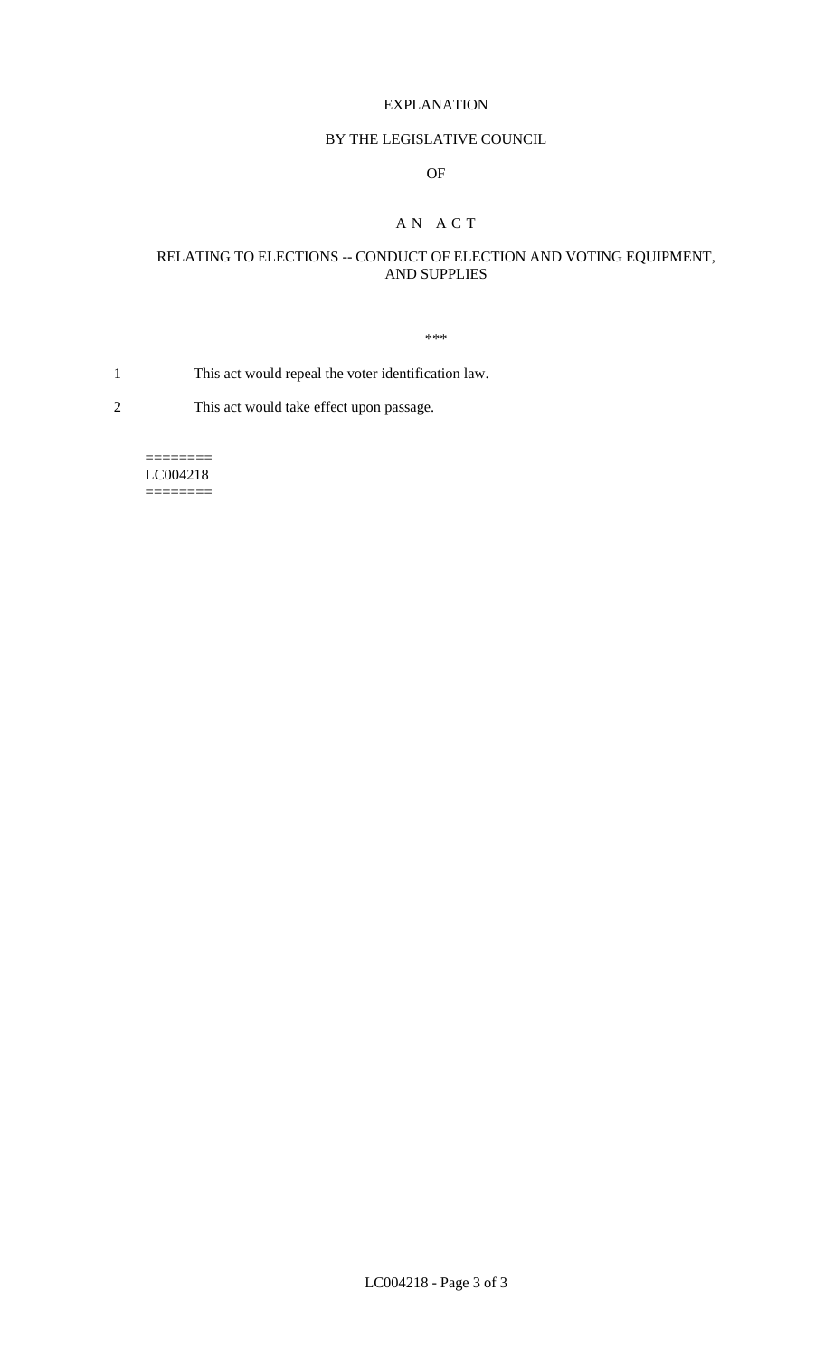EXPLANATION

BY THE LEGISLATIVE COUNCIL

OF

A N A C T

RELATING TO ELECTIONS -- CONDUCT OF ELECTION AND VOTING EQUIPMENT, AND SUPPLIES

\*\*\*

1 This act would repeal the voter identification law.

2 This act would take effect upon passage.

========
LC004218
========